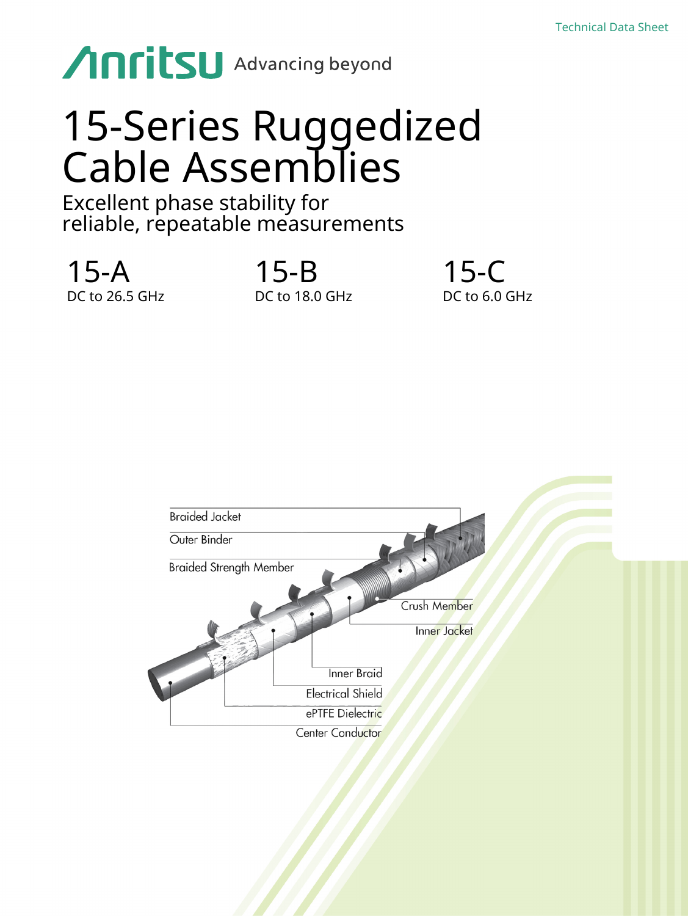Technical Data Sheet

Anritsu Advancing beyond

# 15-Series Ruggedized Cable Assemblies

## Excellent phase stability for reliable, repeatable measurements

**15-A**
DC to 26.5 GHz

**15-B**
DC to 18.0 GHz

**15-C**
DC to 6.0 GHz

Braided Jacket

Outer Binder

Braided Strength Member

Crush Member

Inner Jacket

Inner Braid

Electrical Shield

ePTFE Dielectric

Center Conductor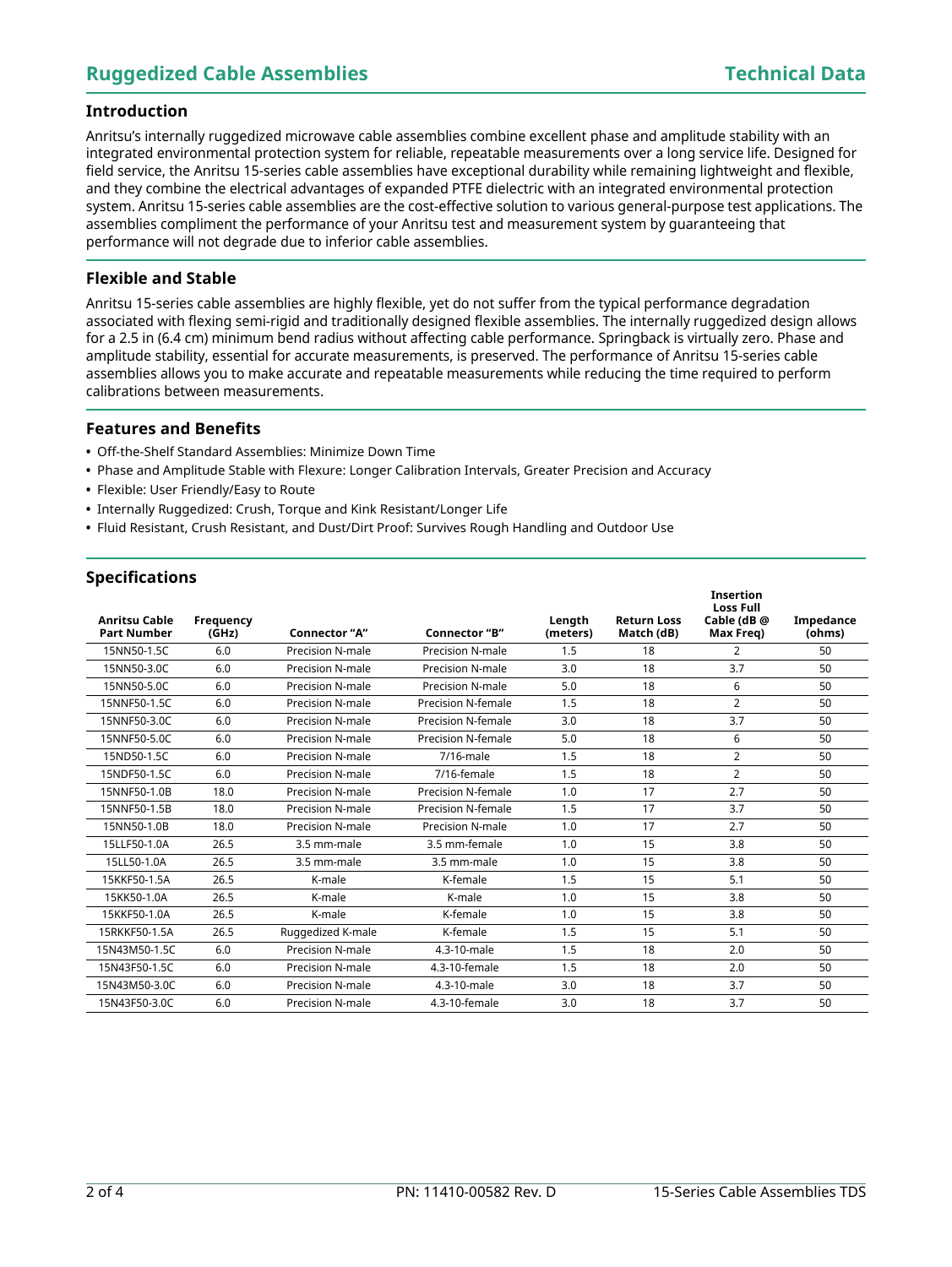## Introduction

Anritsu's internally ruggedized microwave cable assemblies combine excellent phase and amplitude stability with an integrated environmental protection system for reliable, repeatable measurements over a long service life. Designed for field service, the Anritsu 15-series cable assemblies have exceptional durability while remaining lightweight and flexible, and they combine the electrical advantages of expanded PTFE dielectric with an integrated environmental protection system. Anritsu 15-series cable assemblies are the cost-effective solution to various general-purpose test applications. The assemblies compliment the performance of your Anritsu test and measurement system by guaranteeing that performance will not degrade due to inferior cable assemblies.

## Flexible and Stable

Anritsu 15-series cable assemblies are highly flexible, yet do not suffer from the typical performance degradation associated with flexing semi-rigid and traditionally designed flexible assemblies. The internally ruggedized design allows for a 2.5 in (6.4 cm) minimum bend radius without affecting cable performance. Springback is virtually zero. Phase and amplitude stability, essential for accurate measurements, is preserved. The performance of Anritsu 15-series cable assemblies allows you to make accurate and repeatable measurements while reducing the time required to perform calibrations between measurements.

## Features and Benefits

- Off-the-Shelf Standard Assemblies: Minimize Down Time
- Phase and Amplitude Stable with Flexure: Longer Calibration Intervals, Greater Precision and Accuracy
- Flexible: User Friendly/Easy to Route
- Internally Ruggedized: Crush, Torque and Kink Resistant/Longer Life
- Fluid Resistant, Crush Resistant, and Dust/Dirt Proof: Survives Rough Handling and Outdoor Use

## Specifications

| Anritsu Cable Part Number | Frequency (GHz) | Connector "A" | Connector "B" | Length (meters) | Return Loss Match (dB) | Insertion Loss Full Cable (dB @ Max Freq) | Impedance (ohms) |
|---|---|---|---|---|---|---|---|
| 15NN50-1.5C | 6.0 | Precision N-male | Precision N-male | 1.5 | 18 | 2 | 50 |
| 15NN50-3.0C | 6.0 | Precision N-male | Precision N-male | 3.0 | 18 | 3.7 | 50 |
| 15NN50-5.0C | 6.0 | Precision N-male | Precision N-male | 5.0 | 18 | 6 | 50 |
| 15NNF50-1.5C | 6.0 | Precision N-male | Precision N-female | 1.5 | 18 | 2 | 50 |
| 15NNF50-3.0C | 6.0 | Precision N-male | Precision N-female | 3.0 | 18 | 3.7 | 50 |
| 15NNF50-5.0C | 6.0 | Precision N-male | Precision N-female | 5.0 | 18 | 6 | 50 |
| 15ND50-1.5C | 6.0 | Precision N-male | 7/16-male | 1.5 | 18 | 2 | 50 |
| 15NDF50-1.5C | 6.0 | Precision N-male | 7/16-female | 1.5 | 18 | 2 | 50 |
| 15NNF50-1.0B | 18.0 | Precision N-male | Precision N-female | 1.0 | 17 | 2.7 | 50 |
| 15NNF50-1.5B | 18.0 | Precision N-male | Precision N-female | 1.5 | 17 | 3.7 | 50 |
| 15NN50-1.0B | 18.0 | Precision N-male | Precision N-male | 1.0 | 17 | 2.7 | 50 |
| 15LLF50-1.0A | 26.5 | 3.5 mm-male | 3.5 mm-female | 1.0 | 15 | 3.8 | 50 |
| 15LL50-1.0A | 26.5 | 3.5 mm-male | 3.5 mm-male | 1.0 | 15 | 3.8 | 50 |
| 15KKF50-1.5A | 26.5 | K-male | K-female | 1.5 | 15 | 5.1 | 50 |
| 15KK50-1.0A | 26.5 | K-male | K-male | 1.0 | 15 | 3.8 | 50 |
| 15KKF50-1.0A | 26.5 | K-male | K-female | 1.0 | 15 | 3.8 | 50 |
| 15RKKF50-1.5A | 26.5 | Ruggedized K-male | K-female | 1.5 | 15 | 5.1 | 50 |
| 15N43M50-1.5C | 6.0 | Precision N-male | 4.3-10-male | 1.5 | 18 | 2.0 | 50 |
| 15N43F50-1.5C | 6.0 | Precision N-male | 4.3-10-female | 1.5 | 18 | 2.0 | 50 |
| 15N43M50-3.0C | 6.0 | Precision N-male | 4.3-10-male | 3.0 | 18 | 3.7 | 50 |
| 15N43F50-3.0C | 6.0 | Precision N-male | 4.3-10-female | 3.0 | 18 | 3.7 | 50 |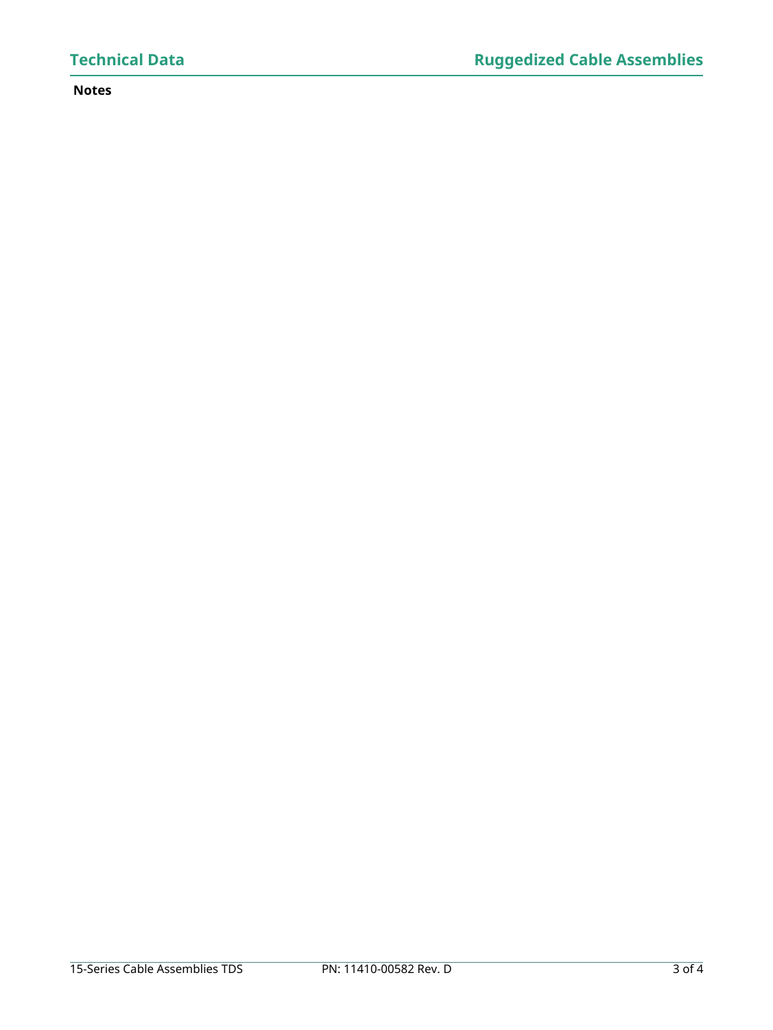**Notes**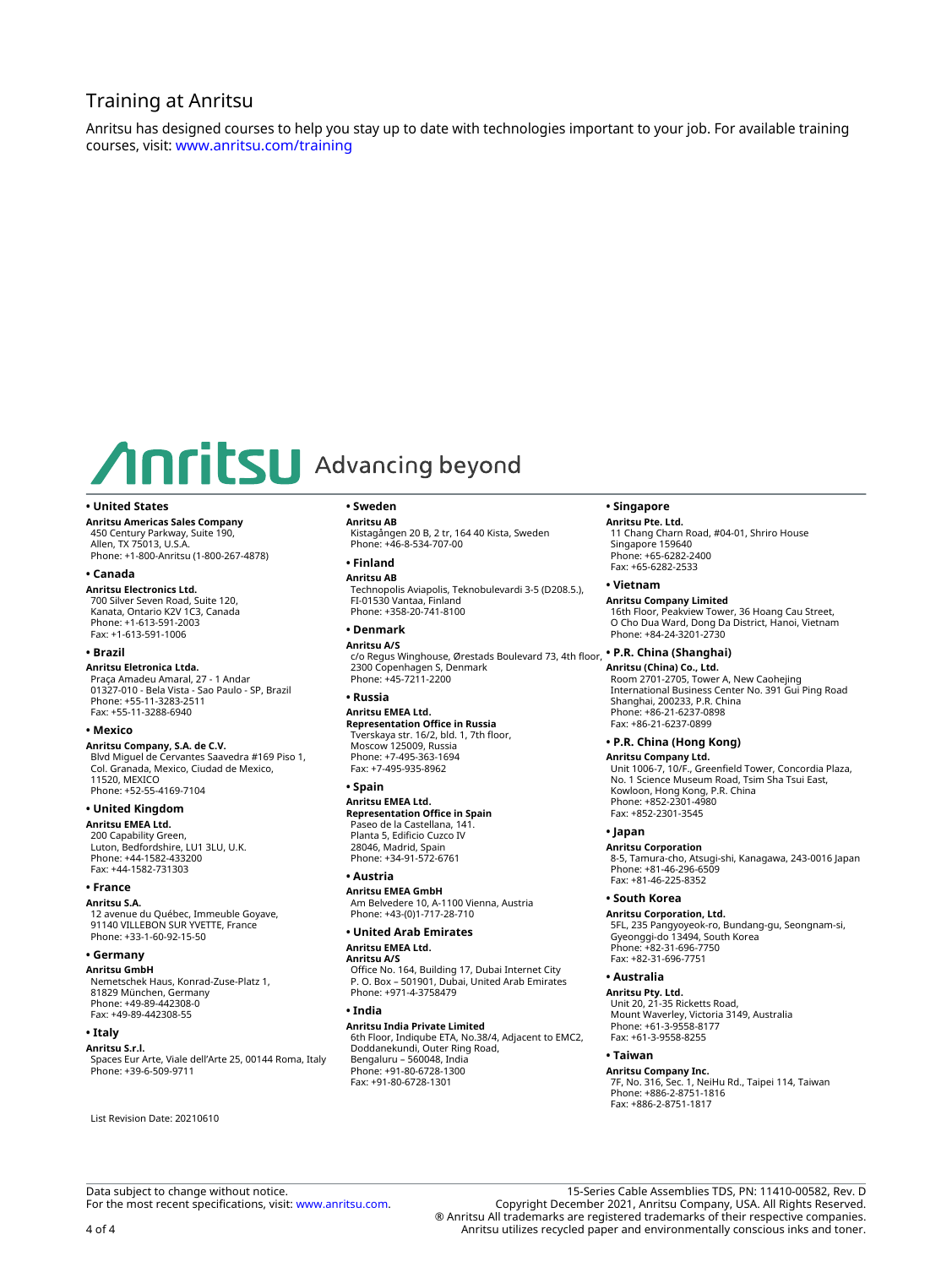## Training at Anritsu

Anritsu has designed courses to help you stay up to date with technologies important to your job. For available training courses, visit: www.anritsu.com/training

Anritsu Advancing beyond

**• United States**

**Anritsu Americas Sales Company**
450 Century Parkway, Suite 190,
Allen, TX 75013, U.S.A.
Phone: +1-800-Anritsu (1-800-267-4878)

**• Canada**

**Anritsu Electronics Ltd.**
700 Silver Seven Road, Suite 120,
Kanata, Ontario K2V 1C3, Canada
Phone: +1-613-591-2003
Fax: +1-613-591-1006

**• Brazil**

**Anritsu Eletronica Ltda.**
Praça Amadeu Amaral, 27 - 1 Andar
01327-010 - Bela Vista - Sao Paulo - SP, Brazil
Phone: +55-11-3283-2511
Fax: +55-11-3288-6940

**• Mexico**

**Anritsu Company, S.A. de C.V.**
Blvd Miguel de Cervantes Saavedra #169 Piso 1,
Col. Granada, Mexico, Ciudad de Mexico,
11520, MEXICO
Phone: +52-55-4169-7104

**• United Kingdom**

**Anritsu EMEA Ltd.**
200 Capability Green,
Luton, Bedfordshire, LU1 3LU, U.K.
Phone: +44-1582-433200
Fax: +44-1582-731303

**• France**

**Anritsu S.A.**
12 avenue du Québec, Immeuble Goyave,
91140 VILLEBON SUR YVETTE, France
Phone: +33-1-60-92-15-50

**• Germany**

**Anritsu GmbH**
Nemetschek Haus, Konrad-Zuse-Platz 1,
81829 München, Germany
Phone: +49-89-442308-0
Fax: +49-89-442308-55

**• Italy**

**Anritsu S.r.l.**
Spaces Eur Arte, Viale dell'Arte 25, 00144 Roma, Italy
Phone: +39-6-509-9711

**• Sweden**

**Anritsu AB**
Kistagången 20 B, 2 tr, 164 40 Kista, Sweden
Phone: +46-8-534-707-00

**• Finland**

**Anritsu AB**
Technopolis Aviapolis, Teknobulevardi 3-5 (D208.5.),
FI-01530 Vantaa, Finland
Phone: +358-20-741-8100

**• Denmark**

**Anritsu A/S**
c/o Regus Winghouse, Ørestads Boulevard 73, 4th floor,
2300 Copenhagen S, Denmark
Phone: +45-7211-2200

**• Russia**

**Anritsu EMEA Ltd.**
**Representation Office in Russia**
Tverskaya str. 16/2, bld. 1, 7th floor,
Moscow 125009, Russia
Phone: +7-495-363-1694
Fax: +7-495-935-8962

**• Spain**

**Anritsu EMEA Ltd.**
**Representation Office in Spain**
Paseo de la Castellana, 141.
Planta 5, Edificio Cuzco IV
28046, Madrid, Spain
Phone: +34-91-572-6761

**• Austria**

**Anritsu EMEA GmbH**
Am Belvedere 10, A-1100 Vienna, Austria
Phone: +43-(0)1-717-28-710

**• United Arab Emirates**

**Anritsu EMEA Ltd.**
**Anritsu A/S**
Office No. 164, Building 17, Dubai Internet City
P. O. Box – 501901, Dubai, United Arab Emirates
Phone: +971-4-3758479

**• India**

**Anritsu India Private Limited**
6th Floor, Indiqube ETA, No.38/4, Adjacent to EMC2,
Doddanekundi, Outer Ring Road,
Bengaluru – 560048, India
Phone: +91-80-6728-1300
Fax: +91-80-6728-1301

**• Singapore**

**Anritsu Pte. Ltd.**
11 Chang Charn Road, #04-01, Shriro House
Singapore 159640
Phone: +65-6282-2400
Fax: +65-6282-2533

**• Vietnam**

**Anritsu Company Limited**
16th Floor, Peakview Tower, 36 Hoang Cau Street,
O Cho Dua Ward, Dong Da District, Hanoi, Vietnam
Phone: +84-24-3201-2730

**• P.R. China (Shanghai)**

**Anritsu (China) Co., Ltd.**
Room 2701-2705, Tower A, New Caohejing
International Business Center No. 391 Gui Ping Road
Shanghai, 200233, P.R. China
Phone: +86-21-6237-0898
Fax: +86-21-6237-0899

**• P.R. China (Hong Kong)**

**Anritsu Company Ltd.**
Unit 1006-7, 10/F., Greenfield Tower, Concordia Plaza,
No. 1 Science Museum Road, Tsim Sha Tsui East,
Kowloon, Hong Kong, P.R. China
Phone: +852-2301-4980
Fax: +852-2301-3545

**• Japan**

**Anritsu Corporation**
8-5, Tamura-cho, Atsugi-shi, Kanagawa, 243-0016 Japan
Phone: +81-46-296-6509
Fax: +81-46-225-8352

**• South Korea**

**Anritsu Corporation, Ltd.**
5FL, 235 Pangyoyeok-ro, Bundang-gu, Seongnam-si,
Gyeonggi-do 13494, South Korea
Phone: +82-31-696-7750
Fax: +82-31-696-7751

**• Australia**

**Anritsu Pty. Ltd.**
Unit 20, 21-35 Ricketts Road,
Mount Waverley, Victoria 3149, Australia
Phone: +61-3-9558-8177
Fax: +61-3-9558-8255

**• Taiwan**

**Anritsu Company Inc.**
7F, No. 316, Sec. 1, NeiHu Rd., Taipei 114, Taiwan
Phone: +886-2-8751-1816
Fax: +886-2-8751-1817

List Revision Date: 20210610

Data subject to change without notice.
For the most recent specifications, visit: www.anritsu.com.

15-Series Cable Assemblies TDS, PN: 11410-00582, Rev. D
Copyright December 2021, Anritsu Company, USA. All Rights Reserved.
® Anritsu All trademarks are registered trademarks of their respective companies.
Anritsu utilizes recycled paper and environmentally conscious inks and toner.